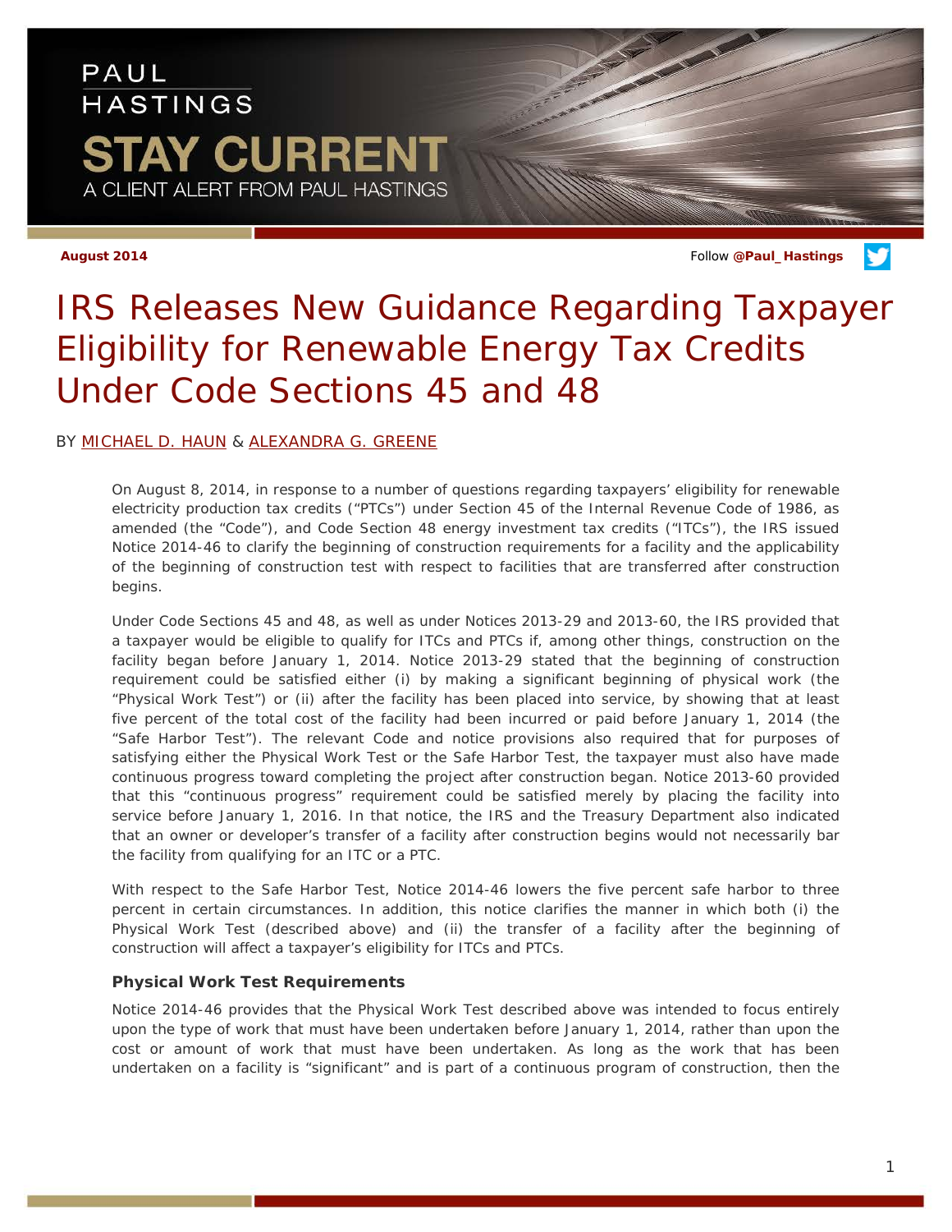PAUL HASTINGS

# STAY CURRENT

A CLIENT ALERT FROM PAUL HASTINGS

**August 2014**

Follow **@Paul_Hastings**

# IRS Releases New Guidance Regarding Taxpayer Eligibility for Renewable Energy Tax Credits Under Code Sections 45 and 48

BY MICHAEL D. HAUN & ALEXANDRA G. GREENE

On August 8, 2014, in response to a number of questions regarding taxpayers' eligibility for renewable electricity production tax credits ("PTCs") under Section 45 of the Internal Revenue Code of 1986, as amended (the "Code"), and Code Section 48 energy investment tax credits ("ITCs"), the IRS issued Notice 2014-46 to clarify the beginning of construction requirements for a facility and the applicability of the beginning of construction test with respect to facilities that are transferred after construction begins.

Under Code Sections 45 and 48, as well as under Notices 2013-29 and 2013-60, the IRS provided that a taxpayer would be eligible to qualify for ITCs and PTCs if, among other things, construction on the facility began before January 1, 2014. Notice 2013-29 stated that the beginning of construction requirement could be satisfied either (i) by making a significant beginning of physical work (the "Physical Work Test") or (ii) after the facility has been placed into service, by showing that at least five percent of the total cost of the facility had been incurred or paid before January 1, 2014 (the "Safe Harbor Test"). The relevant Code and notice provisions also required that for purposes of satisfying either the Physical Work Test or the Safe Harbor Test, the taxpayer must also have made continuous progress toward completing the project after construction began. Notice 2013-60 provided that this "continuous progress" requirement could be satisfied merely by placing the facility into service before January 1, 2016. In that notice, the IRS and the Treasury Department also indicated that an owner or developer's transfer of a facility after construction begins would not necessarily bar the facility from qualifying for an ITC or a PTC.

With respect to the Safe Harbor Test, Notice 2014-46 lowers the five percent safe harbor to three percent in certain circumstances. In addition, this notice clarifies the manner in which both (i) the Physical Work Test (described above) and (ii) the transfer of a facility after the beginning of construction will affect a taxpayer's eligibility for ITCs and PTCs.

### Physical Work Test Requirements

Notice 2014-46 provides that the Physical Work Test described above was intended to focus entirely upon the type of work that must have been undertaken before January 1, 2014, rather than upon the cost or amount of work that must have been undertaken. As long as the work that has been undertaken on a facility is "significant" and is part of a continuous program of construction, then the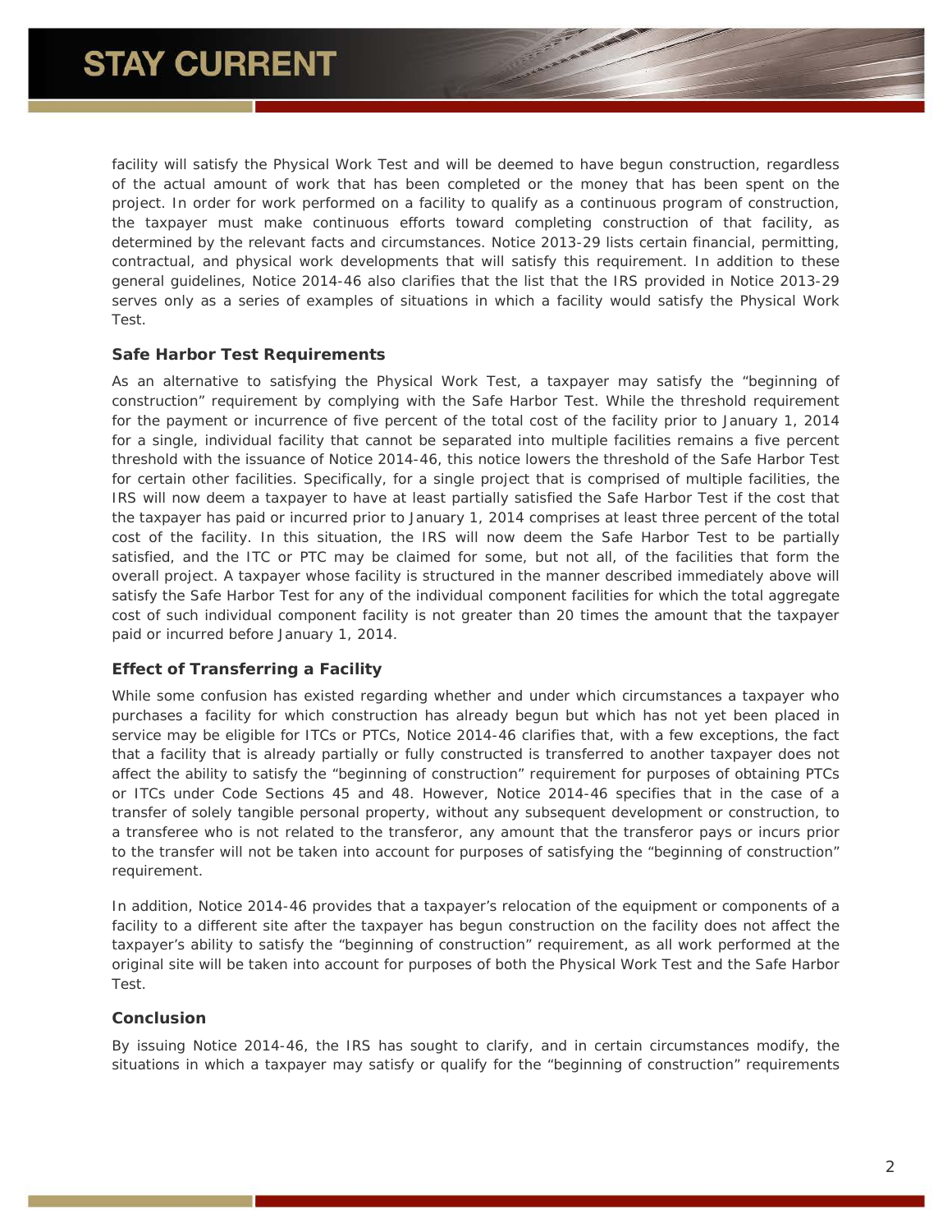facility will satisfy the Physical Work Test and will be deemed to have begun construction, regardless of the actual amount of work that has been completed or the money that has been spent on the project. In order for work performed on a facility to qualify as a continuous program of construction, the taxpayer must make continuous efforts toward completing construction of that facility, as determined by the relevant facts and circumstances. Notice 2013-29 lists certain financial, permitting, contractual, and physical work developments that will satisfy this requirement. In addition to these general guidelines, Notice 2014-46 also clarifies that the list that the IRS provided in Notice 2013-29 serves only as a series of examples of situations in which a facility would satisfy the Physical Work Test.

### Safe Harbor Test Requirements

As an alternative to satisfying the Physical Work Test, a taxpayer may satisfy the "beginning of construction" requirement by complying with the Safe Harbor Test. While the threshold requirement for the payment or incurrence of five percent of the total cost of the facility prior to January 1, 2014 for a single, individual facility that cannot be separated into multiple facilities remains a five percent threshold with the issuance of Notice 2014-46, this notice lowers the threshold of the Safe Harbor Test for certain other facilities. Specifically, for a single project that is comprised of multiple facilities, the IRS will now deem a taxpayer to have at least partially satisfied the Safe Harbor Test if the cost that the taxpayer has paid or incurred prior to January 1, 2014 comprises at least three percent of the total cost of the facility. In this situation, the IRS will now deem the Safe Harbor Test to be partially satisfied, and the ITC or PTC may be claimed for some, but not all, of the facilities that form the overall project. A taxpayer whose facility is structured in the manner described immediately above will satisfy the Safe Harbor Test for any of the individual component facilities for which the total aggregate cost of such individual component facility is not greater than 20 times the amount that the taxpayer paid or incurred before January 1, 2014.

### Effect of Transferring a Facility

While some confusion has existed regarding whether and under which circumstances a taxpayer who purchases a facility for which construction has already begun but which has not yet been placed in service may be eligible for ITCs or PTCs, Notice 2014-46 clarifies that, with a few exceptions, the fact that a facility that is already partially or fully constructed is transferred to another taxpayer does not affect the ability to satisfy the "beginning of construction" requirement for purposes of obtaining PTCs or ITCs under Code Sections 45 and 48. However, Notice 2014-46 specifies that in the case of a transfer of solely tangible personal property, without any subsequent development or construction, to a transferee who is not related to the transferor, any amount that the transferor pays or incurs prior to the transfer will not be taken into account for purposes of satisfying the "beginning of construction" requirement.

In addition, Notice 2014-46 provides that a taxpayer's relocation of the equipment or components of a facility to a different site after the taxpayer has begun construction on the facility does not affect the taxpayer's ability to satisfy the "beginning of construction" requirement, as all work performed at the original site will be taken into account for purposes of both the Physical Work Test and the Safe Harbor Test.

### Conclusion

By issuing Notice 2014-46, the IRS has sought to clarify, and in certain circumstances modify, the situations in which a taxpayer may satisfy or qualify for the "beginning of construction" requirements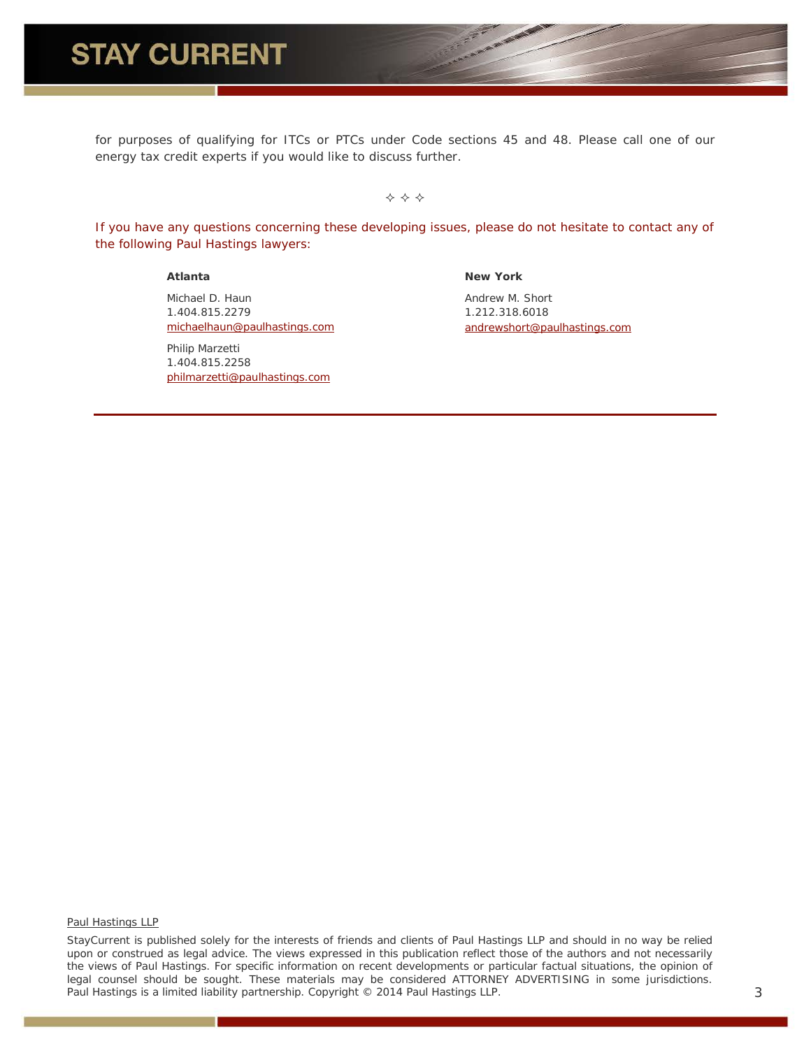for purposes of qualifying for ITCs or PTCs under Code sections 45 and 48. Please call one of our energy tax credit experts if you would like to discuss further.

✧ ✧ ✧

If you have any questions concerning these developing issues, please do not hesitate to contact any of the following Paul Hastings lawyers:

**Atlanta**

Michael D. Haun
1.404.815.2279
michaelhaun@paulhastings.com

Philip Marzetti
1.404.815.2258
philmarzetti@paulhastings.com

**New York**

Andrew M. Short
1.212.318.6018
andrewshort@paulhastings.com

---

Paul Hastings LLP

StayCurrent is published solely for the interests of friends and clients of Paul Hastings LLP and should in no way be relied upon or construed as legal advice. The views expressed in this publication reflect those of the authors and not necessarily the views of Paul Hastings. For specific information on recent developments or particular factual situations, the opinion of legal counsel should be sought. These materials may be considered ATTORNEY ADVERTISING in some jurisdictions. Paul Hastings is a limited liability partnership. Copyright © 2014 Paul Hastings LLP.